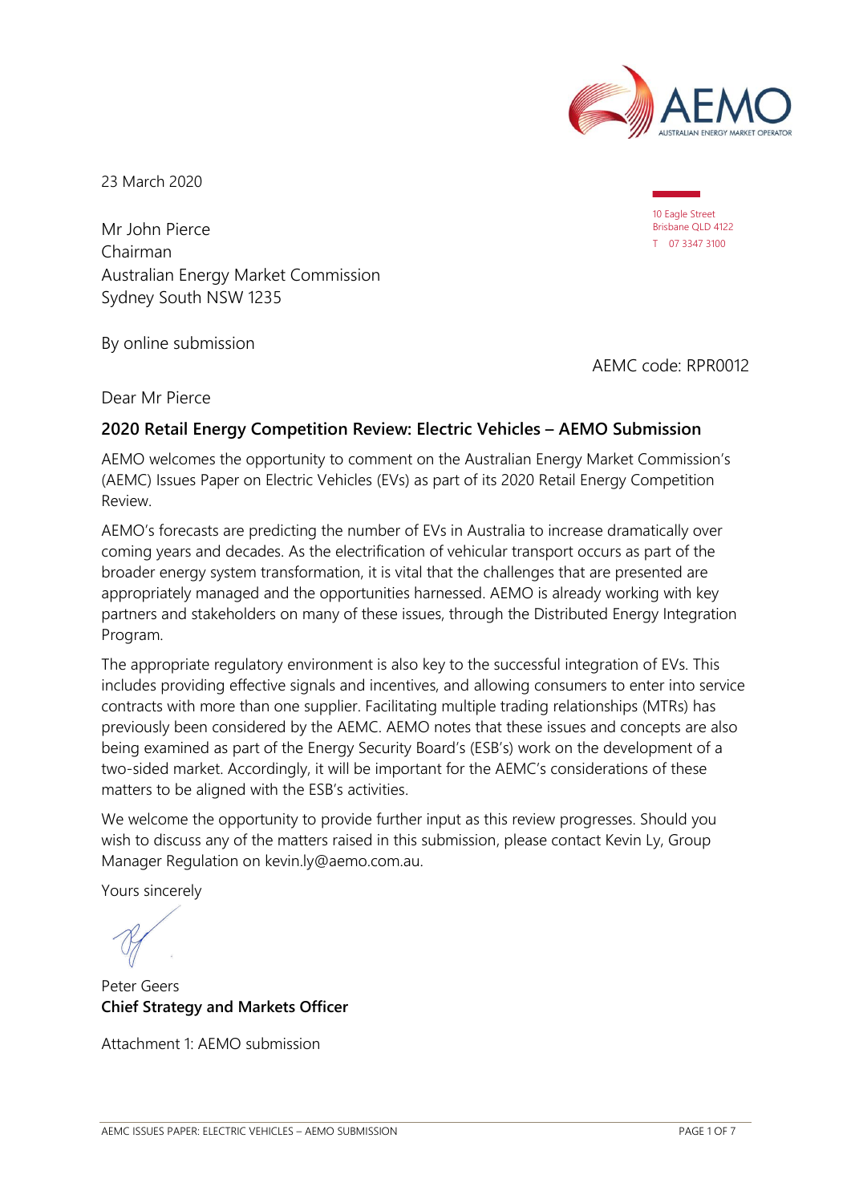23 March 2020

Mr John Pierce
Chairman
Australian Energy Market Commission
Sydney South NSW 1235

10 Eagle Street
Brisbane QLD 4122
T 07 3347 3100

By online submission

AEMC code: RPR0012

Dear Mr Pierce

**2020 Retail Energy Competition Review: Electric Vehicles – AEMO Submission**

AEMO welcomes the opportunity to comment on the Australian Energy Market Commission's (AEMC) Issues Paper on Electric Vehicles (EVs) as part of its 2020 Retail Energy Competition Review.

AEMO's forecasts are predicting the number of EVs in Australia to increase dramatically over coming years and decades. As the electrification of vehicular transport occurs as part of the broader energy system transformation, it is vital that the challenges that are presented are appropriately managed and the opportunities harnessed. AEMO is already working with key partners and stakeholders on many of these issues, through the Distributed Energy Integration Program.

The appropriate regulatory environment is also key to the successful integration of EVs. This includes providing effective signals and incentives, and allowing consumers to enter into service contracts with more than one supplier. Facilitating multiple trading relationships (MTRs) has previously been considered by the AEMC. AEMO notes that these issues and concepts are also being examined as part of the Energy Security Board's (ESB's) work on the development of a two-sided market. Accordingly, it will be important for the AEMC's considerations of these matters to be aligned with the ESB's activities.

We welcome the opportunity to provide further input as this review progresses. Should you wish to discuss any of the matters raised in this submission, please contact Kevin Ly, Group Manager Regulation on kevin.ly@aemo.com.au.

Yours sincerely

Peter Geers
**Chief Strategy and Markets Officer**

Attachment 1: AEMO submission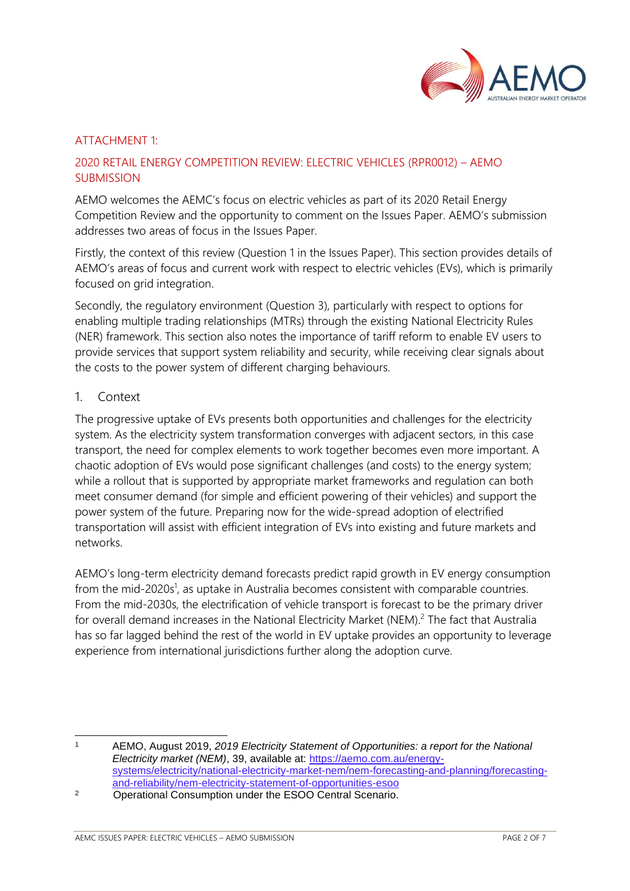ATTACHMENT 1:

## 2020 RETAIL ENERGY COMPETITION REVIEW: ELECTRIC VEHICLES (RPR0012) – AEMO SUBMISSION

AEMO welcomes the AEMC's focus on electric vehicles as part of its 2020 Retail Energy Competition Review and the opportunity to comment on the Issues Paper. AEMO's submission addresses two areas of focus in the Issues Paper.

Firstly, the context of this review (Question 1 in the Issues Paper). This section provides details of AEMO's areas of focus and current work with respect to electric vehicles (EVs), which is primarily focused on grid integration.

Secondly, the regulatory environment (Question 3), particularly with respect to options for enabling multiple trading relationships (MTRs) through the existing National Electricity Rules (NER) framework. This section also notes the importance of tariff reform to enable EV users to provide services that support system reliability and security, while receiving clear signals about the costs to the power system of different charging behaviours.

### 1. Context

The progressive uptake of EVs presents both opportunities and challenges for the electricity system. As the electricity system transformation converges with adjacent sectors, in this case transport, the need for complex elements to work together becomes even more important. A chaotic adoption of EVs would pose significant challenges (and costs) to the energy system; while a rollout that is supported by appropriate market frameworks and regulation can both meet consumer demand (for simple and efficient powering of their vehicles) and support the power system of the future. Preparing now for the wide-spread adoption of electrified transportation will assist with efficient integration of EVs into existing and future markets and networks.

AEMO's long-term electricity demand forecasts predict rapid growth in EV energy consumption from the mid-2020s[1], as uptake in Australia becomes consistent with comparable countries. From the mid-2030s, the electrification of vehicle transport is forecast to be the primary driver for overall demand increases in the National Electricity Market (NEM).[2] The fact that Australia has so far lagged behind the rest of the world in EV uptake provides an opportunity to leverage experience from international jurisdictions further along the adoption curve.

---

[1] AEMO, August 2019, *2019 Electricity Statement of Opportunities: a report for the National Electricity market (NEM)*, 39, available at: https://aemo.com.au/energy-systems/electricity/national-electricity-market-nem/nem-forecasting-and-planning/forecasting-and-reliability/nem-electricity-statement-of-opportunities-esoo

[2] Operational Consumption under the ESOO Central Scenario.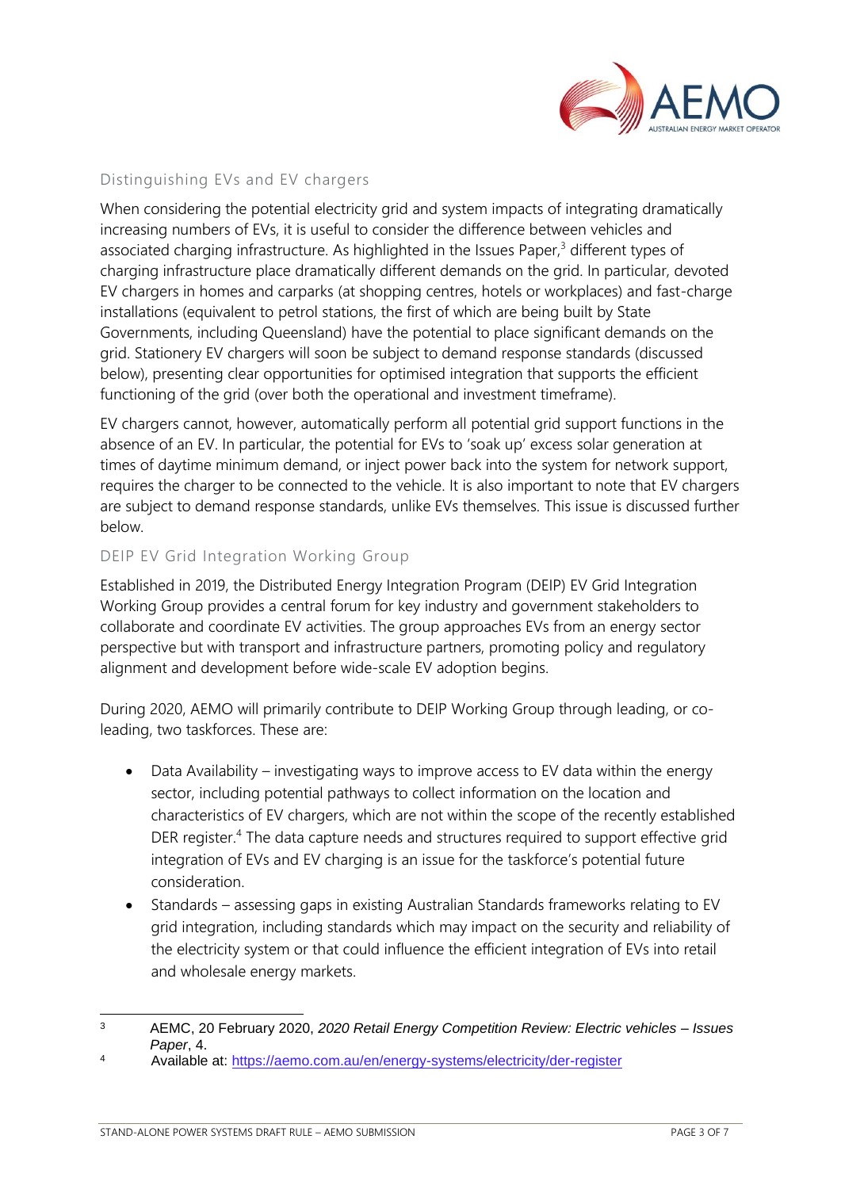## Distinguishing EVs and EV chargers

When considering the potential electricity grid and system impacts of integrating dramatically increasing numbers of EVs, it is useful to consider the difference between vehicles and associated charging infrastructure. As highlighted in the Issues Paper,[3] different types of charging infrastructure place dramatically different demands on the grid. In particular, devoted EV chargers in homes and carparks (at shopping centres, hotels or workplaces) and fast-charge installations (equivalent to petrol stations, the first of which are being built by State Governments, including Queensland) have the potential to place significant demands on the grid. Stationery EV chargers will soon be subject to demand response standards (discussed below), presenting clear opportunities for optimised integration that supports the efficient functioning of the grid (over both the operational and investment timeframe).

EV chargers cannot, however, automatically perform all potential grid support functions in the absence of an EV. In particular, the potential for EVs to 'soak up' excess solar generation at times of daytime minimum demand, or inject power back into the system for network support, requires the charger to be connected to the vehicle. It is also important to note that EV chargers are subject to demand response standards, unlike EVs themselves. This issue is discussed further below.

## DEIP EV Grid Integration Working Group

Established in 2019, the Distributed Energy Integration Program (DEIP) EV Grid Integration Working Group provides a central forum for key industry and government stakeholders to collaborate and coordinate EV activities. The group approaches EVs from an energy sector perspective but with transport and infrastructure partners, promoting policy and regulatory alignment and development before wide-scale EV adoption begins.

During 2020, AEMO will primarily contribute to DEIP Working Group through leading, or co-leading, two taskforces. These are:

- Data Availability – investigating ways to improve access to EV data within the energy sector, including potential pathways to collect information on the location and characteristics of EV chargers, which are not within the scope of the recently established DER register.[4] The data capture needs and structures required to support effective grid integration of EVs and EV charging is an issue for the taskforce's potential future consideration.
- Standards – assessing gaps in existing Australian Standards frameworks relating to EV grid integration, including standards which may impact on the security and reliability of the electricity system or that could influence the efficient integration of EVs into retail and wholesale energy markets.

---

[3] AEMC, 20 February 2020, *2020 Retail Energy Competition Review: Electric vehicles – Issues Paper*, 4.

[4] Available at: https://aemo.com.au/en/energy-systems/electricity/der-register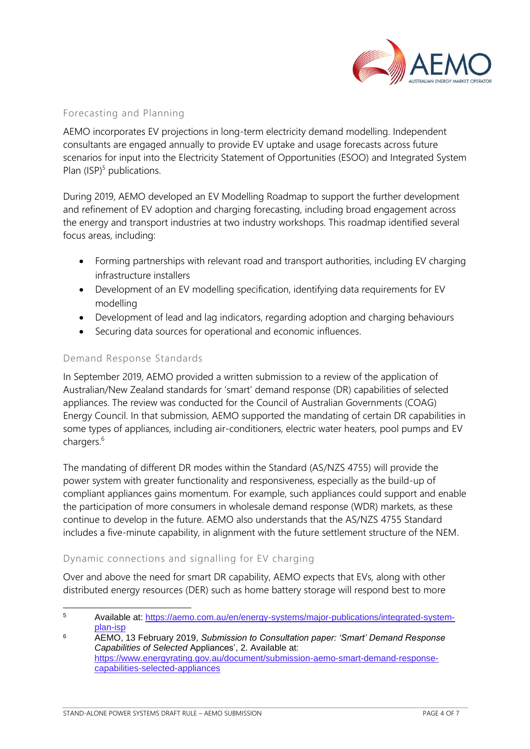### Forecasting and Planning

AEMO incorporates EV projections in long-term electricity demand modelling. Independent consultants are engaged annually to provide EV uptake and usage forecasts across future scenarios for input into the Electricity Statement of Opportunities (ESOO) and Integrated System Plan (ISP)[5] publications.

During 2019, AEMO developed an EV Modelling Roadmap to support the further development and refinement of EV adoption and charging forecasting, including broad engagement across the energy and transport industries at two industry workshops. This roadmap identified several focus areas, including:

- Forming partnerships with relevant road and transport authorities, including EV charging infrastructure installers
- Development of an EV modelling specification, identifying data requirements for EV modelling
- Development of lead and lag indicators, regarding adoption and charging behaviours
- Securing data sources for operational and economic influences.

### Demand Response Standards

In September 2019, AEMO provided a written submission to a review of the application of Australian/New Zealand standards for 'smart' demand response (DR) capabilities of selected appliances. The review was conducted for the Council of Australian Governments (COAG) Energy Council. In that submission, AEMO supported the mandating of certain DR capabilities in some types of appliances, including air-conditioners, electric water heaters, pool pumps and EV chargers.[6]

The mandating of different DR modes within the Standard (AS/NZS 4755) will provide the power system with greater functionality and responsiveness, especially as the build-up of compliant appliances gains momentum. For example, such appliances could support and enable the participation of more consumers in wholesale demand response (WDR) markets, as these continue to develop in the future. AEMO also understands that the AS/NZS 4755 Standard includes a five-minute capability, in alignment with the future settlement structure of the NEM.

### Dynamic connections and signalling for EV charging

Over and above the need for smart DR capability, AEMO expects that EVs, along with other distributed energy resources (DER) such as home battery storage will respond best to more

---

[5] Available at: https://aemo.com.au/en/energy-systems/major-publications/integrated-system-plan-isp

[6] AEMO, 13 February 2019, *Submission to Consultation paper: 'Smart' Demand Response Capabilities of Selected* Appliances', 2. Available at: https://www.energyrating.gov.au/document/submission-aemo-smart-demand-response-capabilities-selected-appliances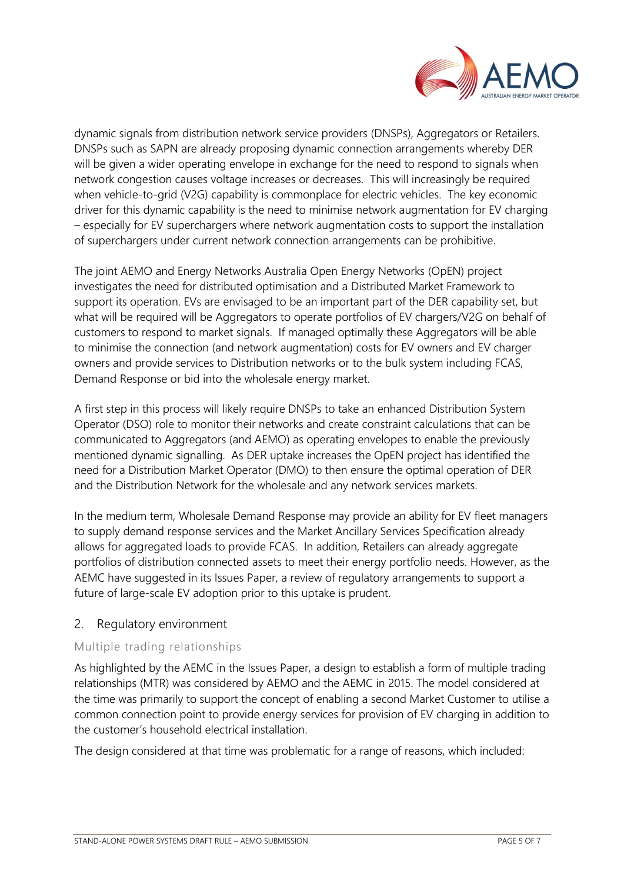dynamic signals from distribution network service providers (DNSPs), Aggregators or Retailers. DNSPs such as SAPN are already proposing dynamic connection arrangements whereby DER will be given a wider operating envelope in exchange for the need to respond to signals when network congestion causes voltage increases or decreases. This will increasingly be required when vehicle-to-grid (V2G) capability is commonplace for electric vehicles. The key economic driver for this dynamic capability is the need to minimise network augmentation for EV charging – especially for EV superchargers where network augmentation costs to support the installation of superchargers under current network connection arrangements can be prohibitive.

The joint AEMO and Energy Networks Australia Open Energy Networks (OpEN) project investigates the need for distributed optimisation and a Distributed Market Framework to support its operation. EVs are envisaged to be an important part of the DER capability set, but what will be required will be Aggregators to operate portfolios of EV chargers/V2G on behalf of customers to respond to market signals. If managed optimally these Aggregators will be able to minimise the connection (and network augmentation) costs for EV owners and EV charger owners and provide services to Distribution networks or to the bulk system including FCAS, Demand Response or bid into the wholesale energy market.

A first step in this process will likely require DNSPs to take an enhanced Distribution System Operator (DSO) role to monitor their networks and create constraint calculations that can be communicated to Aggregators (and AEMO) as operating envelopes to enable the previously mentioned dynamic signalling. As DER uptake increases the OpEN project has identified the need for a Distribution Market Operator (DMO) to then ensure the optimal operation of DER and the Distribution Network for the wholesale and any network services markets.

In the medium term, Wholesale Demand Response may provide an ability for EV fleet managers to supply demand response services and the Market Ancillary Services Specification already allows for aggregated loads to provide FCAS. In addition, Retailers can already aggregate portfolios of distribution connected assets to meet their energy portfolio needs. However, as the AEMC have suggested in its Issues Paper, a review of regulatory arrangements to support a future of large-scale EV adoption prior to this uptake is prudent.

## 2. Regulatory environment

### Multiple trading relationships

As highlighted by the AEMC in the Issues Paper, a design to establish a form of multiple trading relationships (MTR) was considered by AEMO and the AEMC in 2015. The model considered at the time was primarily to support the concept of enabling a second Market Customer to utilise a common connection point to provide energy services for provision of EV charging in addition to the customer's household electrical installation.

The design considered at that time was problematic for a range of reasons, which included: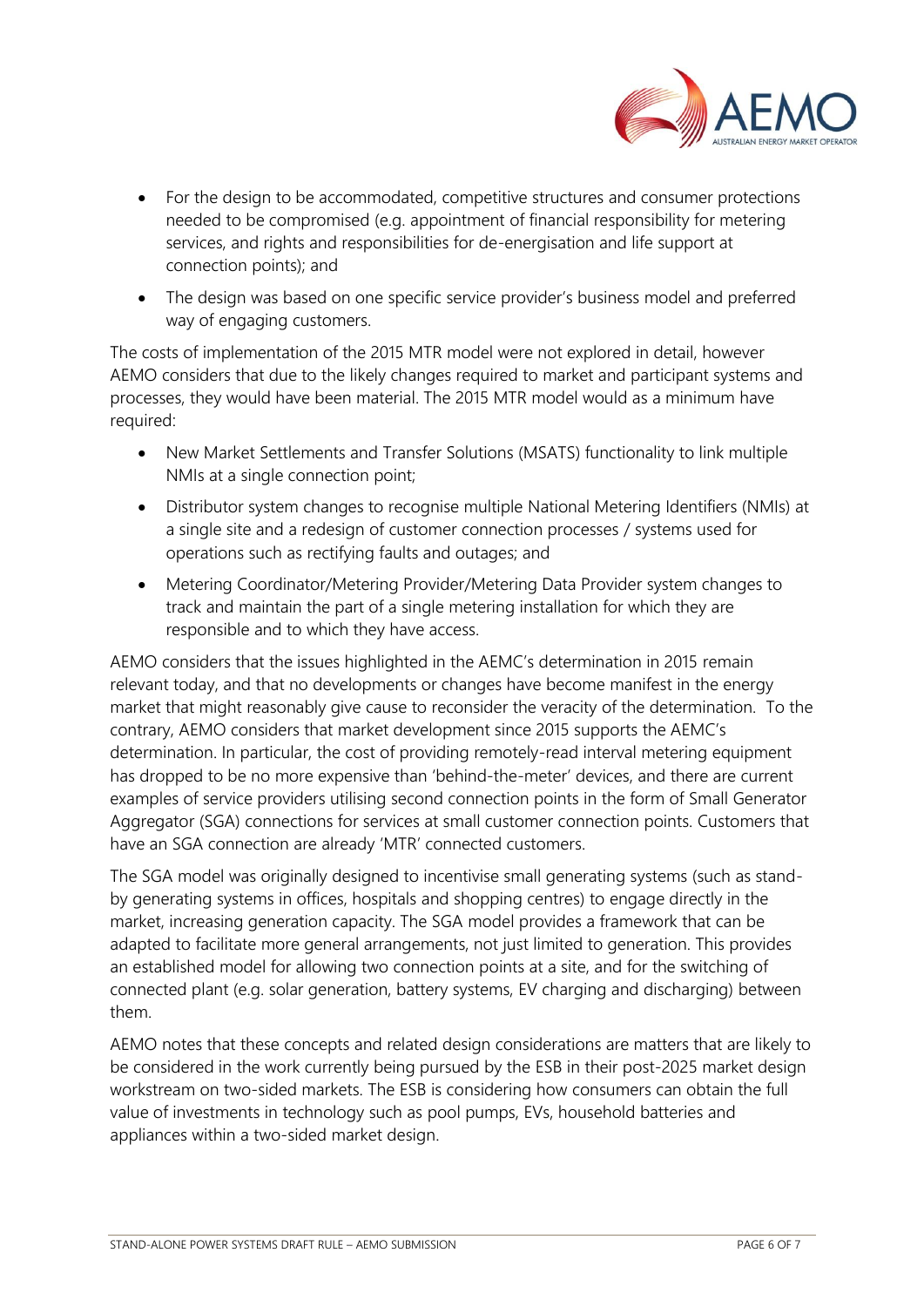- For the design to be accommodated, competitive structures and consumer protections needed to be compromised (e.g. appointment of financial responsibility for metering services, and rights and responsibilities for de-energisation and life support at connection points); and
- The design was based on one specific service provider's business model and preferred way of engaging customers.

The costs of implementation of the 2015 MTR model were not explored in detail, however AEMO considers that due to the likely changes required to market and participant systems and processes, they would have been material. The 2015 MTR model would as a minimum have required:

- New Market Settlements and Transfer Solutions (MSATS) functionality to link multiple NMIs at a single connection point;
- Distributor system changes to recognise multiple National Metering Identifiers (NMIs) at a single site and a redesign of customer connection processes / systems used for operations such as rectifying faults and outages; and
- Metering Coordinator/Metering Provider/Metering Data Provider system changes to track and maintain the part of a single metering installation for which they are responsible and to which they have access.

AEMO considers that the issues highlighted in the AEMC's determination in 2015 remain relevant today, and that no developments or changes have become manifest in the energy market that might reasonably give cause to reconsider the veracity of the determination. To the contrary, AEMO considers that market development since 2015 supports the AEMC's determination. In particular, the cost of providing remotely-read interval metering equipment has dropped to be no more expensive than 'behind-the-meter' devices, and there are current examples of service providers utilising second connection points in the form of Small Generator Aggregator (SGA) connections for services at small customer connection points. Customers that have an SGA connection are already 'MTR' connected customers.

The SGA model was originally designed to incentivise small generating systems (such as stand-by generating systems in offices, hospitals and shopping centres) to engage directly in the market, increasing generation capacity. The SGA model provides a framework that can be adapted to facilitate more general arrangements, not just limited to generation. This provides an established model for allowing two connection points at a site, and for the switching of connected plant (e.g. solar generation, battery systems, EV charging and discharging) between them.

AEMO notes that these concepts and related design considerations are matters that are likely to be considered in the work currently being pursued by the ESB in their post-2025 market design workstream on two-sided markets. The ESB is considering how consumers can obtain the full value of investments in technology such as pool pumps, EVs, household batteries and appliances within a two-sided market design.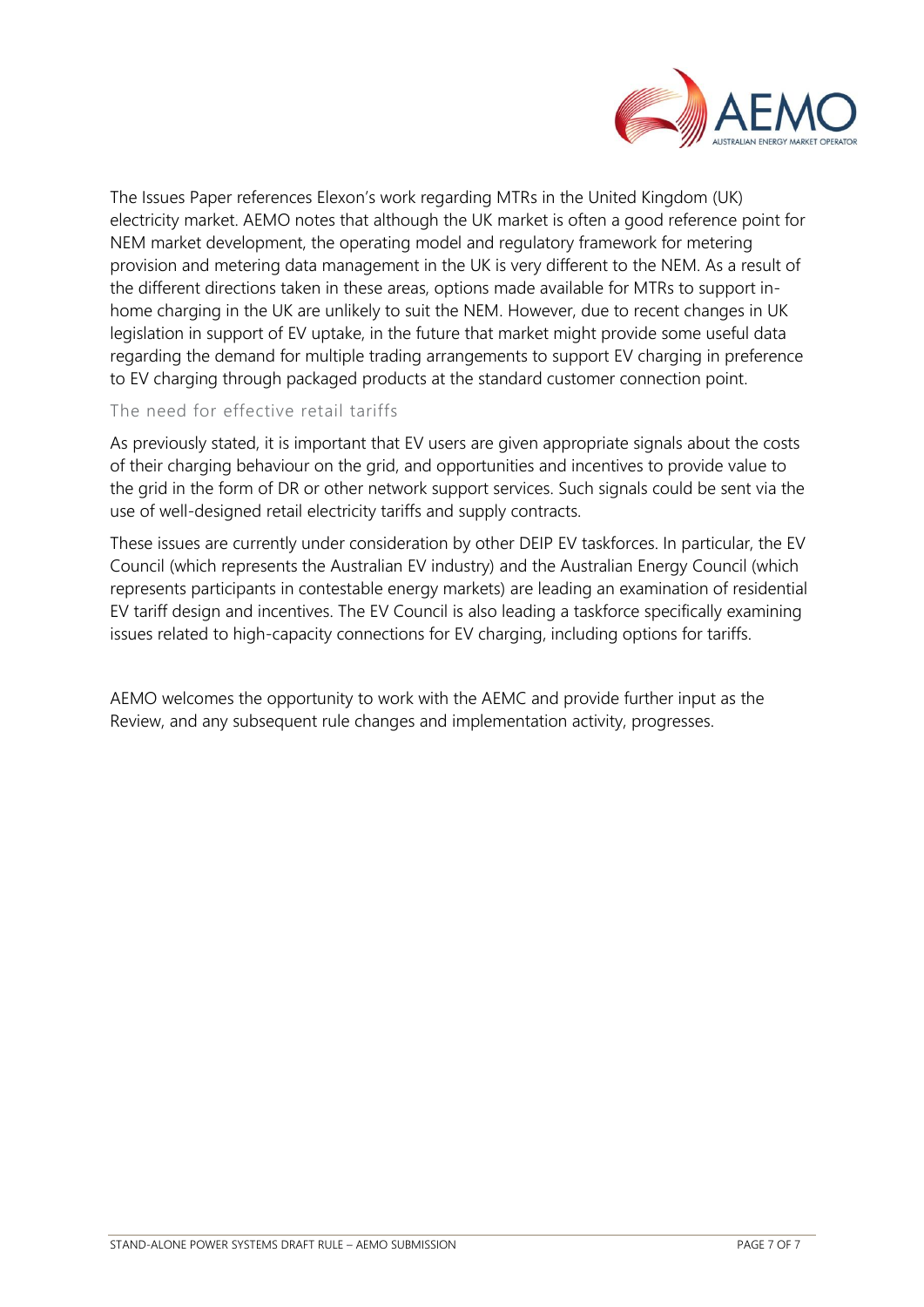The Issues Paper references Elexon's work regarding MTRs in the United Kingdom (UK) electricity market. AEMO notes that although the UK market is often a good reference point for NEM market development, the operating model and regulatory framework for metering provision and metering data management in the UK is very different to the NEM. As a result of the different directions taken in these areas, options made available for MTRs to support in-home charging in the UK are unlikely to suit the NEM. However, due to recent changes in UK legislation in support of EV uptake, in the future that market might provide some useful data regarding the demand for multiple trading arrangements to support EV charging in preference to EV charging through packaged products at the standard customer connection point.

### The need for effective retail tariffs

As previously stated, it is important that EV users are given appropriate signals about the costs of their charging behaviour on the grid, and opportunities and incentives to provide value to the grid in the form of DR or other network support services. Such signals could be sent via the use of well-designed retail electricity tariffs and supply contracts.

These issues are currently under consideration by other DEIP EV taskforces. In particular, the EV Council (which represents the Australian EV industry) and the Australian Energy Council (which represents participants in contestable energy markets) are leading an examination of residential EV tariff design and incentives. The EV Council is also leading a taskforce specifically examining issues related to high-capacity connections for EV charging, including options for tariffs.

AEMO welcomes the opportunity to work with the AEMC and provide further input as the Review, and any subsequent rule changes and implementation activity, progresses.